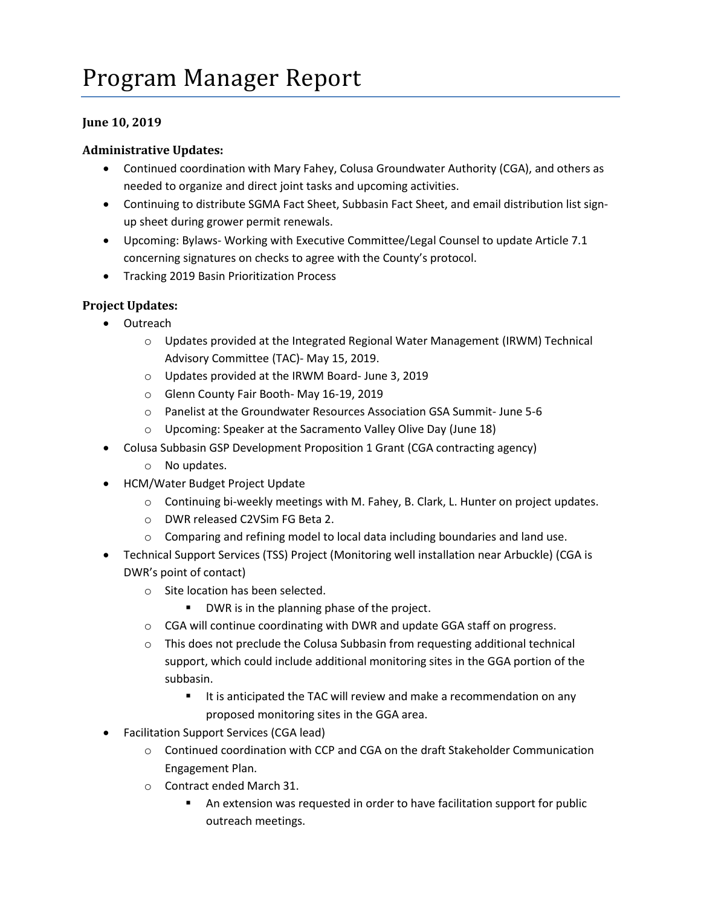# Program Manager Report

**June 10, 2019**

**Administrative Updates:**

- Continued coordination with Mary Fahey, Colusa Groundwater Authority (CGA), and others as needed to organize and direct joint tasks and upcoming activities.
- Continuing to distribute SGMA Fact Sheet, Subbasin Fact Sheet, and email distribution list sign-up sheet during grower permit renewals.
- Upcoming: Bylaws- Working with Executive Committee/Legal Counsel to update Article 7.1 concerning signatures on checks to agree with the County's protocol.
- Tracking 2019 Basin Prioritization Process

**Project Updates:**

- Outreach
  - Updates provided at the Integrated Regional Water Management (IRWM) Technical Advisory Committee (TAC)- May 15, 2019.
  - Updates provided at the IRWM Board- June 3, 2019
  - Glenn County Fair Booth- May 16-19, 2019
  - Panelist at the Groundwater Resources Association GSA Summit- June 5-6
  - Upcoming: Speaker at the Sacramento Valley Olive Day (June 18)
- Colusa Subbasin GSP Development Proposition 1 Grant (CGA contracting agency)
  - No updates.
- HCM/Water Budget Project Update
  - Continuing bi-weekly meetings with M. Fahey, B. Clark, L. Hunter on project updates.
  - DWR released C2VSim FG Beta 2.
  - Comparing and refining model to local data including boundaries and land use.
- Technical Support Services (TSS) Project (Monitoring well installation near Arbuckle) (CGA is DWR's point of contact)
  - Site location has been selected.
    - DWR is in the planning phase of the project.
  - CGA will continue coordinating with DWR and update GGA staff on progress.
  - This does not preclude the Colusa Subbasin from requesting additional technical support, which could include additional monitoring sites in the GGA portion of the subbasin.
    - It is anticipated the TAC will review and make a recommendation on any proposed monitoring sites in the GGA area.
- Facilitation Support Services (CGA lead)
  - Continued coordination with CCP and CGA on the draft Stakeholder Communication Engagement Plan.
  - Contract ended March 31.
    - An extension was requested in order to have facilitation support for public outreach meetings.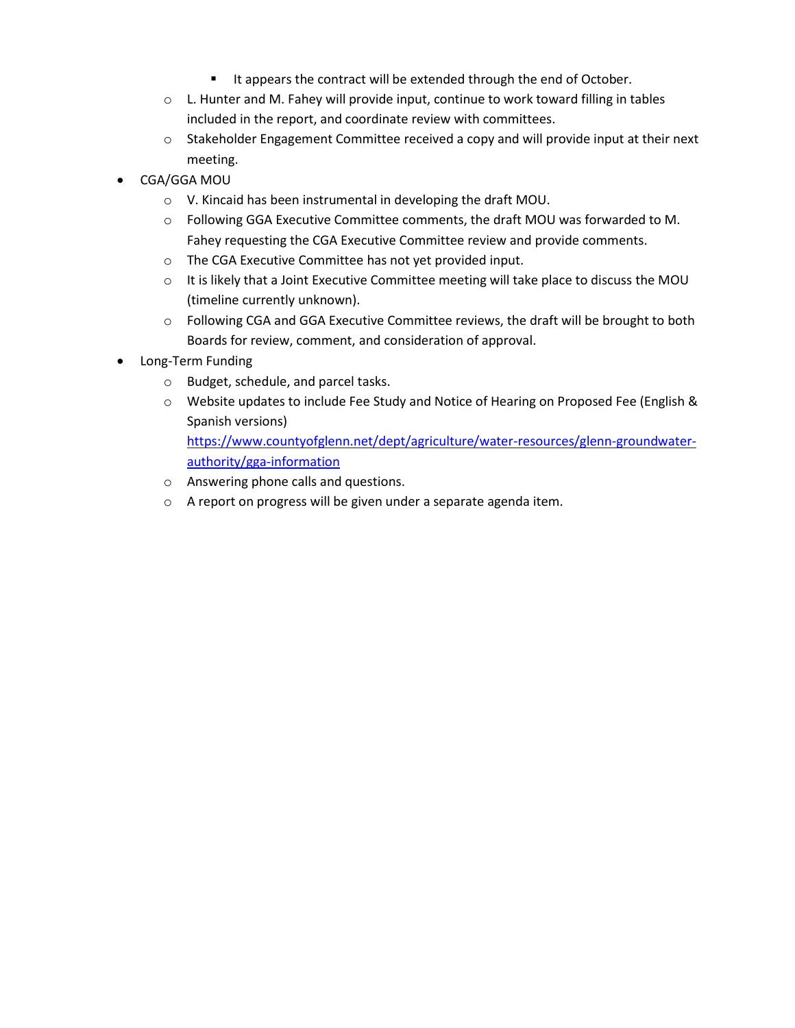- It appears the contract will be extended through the end of October.
    - L. Hunter and M. Fahey will provide input, continue to work toward filling in tables included in the report, and coordinate review with committees.
    - Stakeholder Engagement Committee received a copy and will provide input at their next meeting.
- CGA/GGA MOU
    - V. Kincaid has been instrumental in developing the draft MOU.
    - Following GGA Executive Committee comments, the draft MOU was forwarded to M. Fahey requesting the CGA Executive Committee review and provide comments.
    - The CGA Executive Committee has not yet provided input.
    - It is likely that a Joint Executive Committee meeting will take place to discuss the MOU (timeline currently unknown).
    - Following CGA and GGA Executive Committee reviews, the draft will be brought to both Boards for review, comment, and consideration of approval.
- Long-Term Funding
    - Budget, schedule, and parcel tasks.
    - Website updates to include Fee Study and Notice of Hearing on Proposed Fee (English & Spanish versions) [https://www.countyofglenn.net/dept/agriculture/water-resources/glenn-groundwater-authority/gga-information](https://www.countyofglenn.net/dept/agriculture/water-resources/glenn-groundwater-authority/gga-information)
    - Answering phone calls and questions.
    - A report on progress will be given under a separate agenda item.